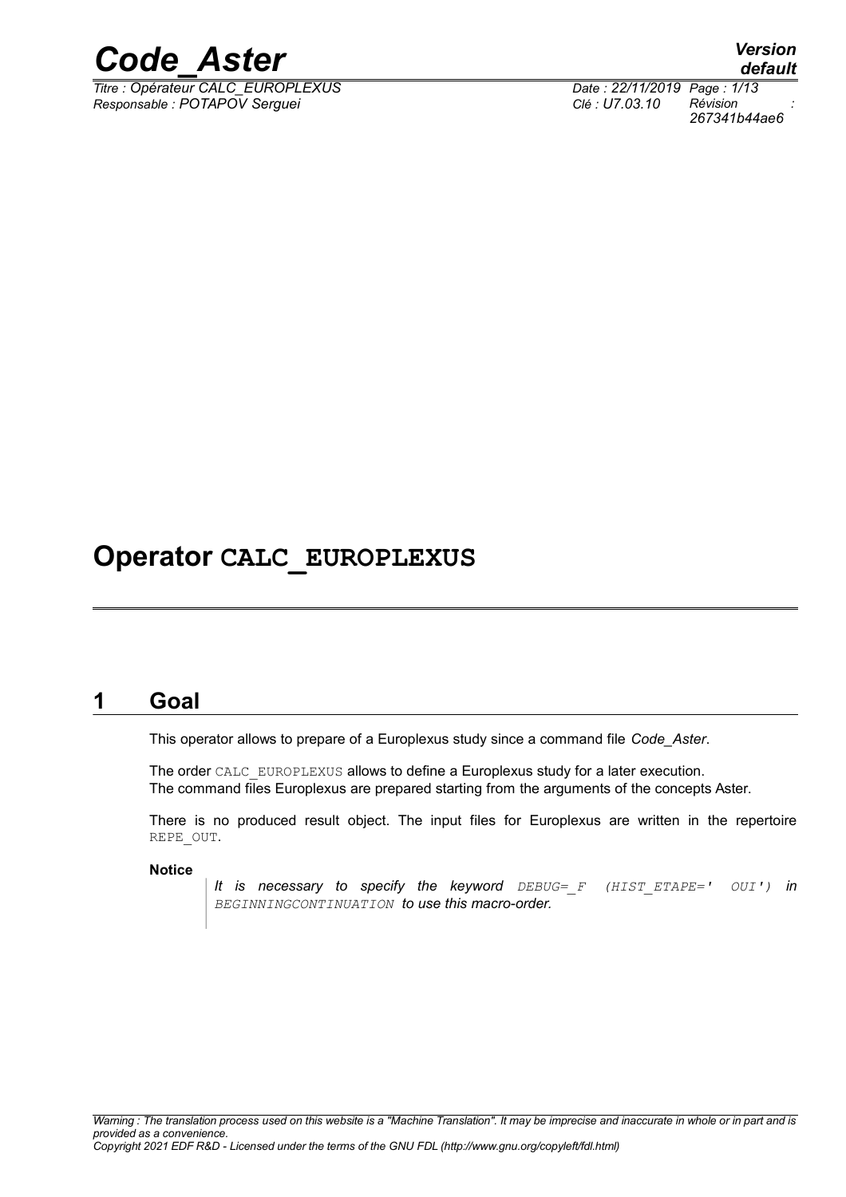# Operator CALC_EUROPLEXUS

## 1 Goal

This operator allows to prepare of a Europlexus study since a command file *Code_Aster*.

The order CALC_EUROPLEXUS allows to define a Europlexus study for a later execution.
The command files Europlexus are prepared starting from the arguments of the concepts Aster.

There is no produced result object. The input files for Europlexus are written in the repertoire REPE_OUT.

**Notice**

> *It is necessary to specify the keyword DEBUG=_F (HIST_ETAPE=' OUI') in BEGINNINGCONTINUATION to use this macro-order.*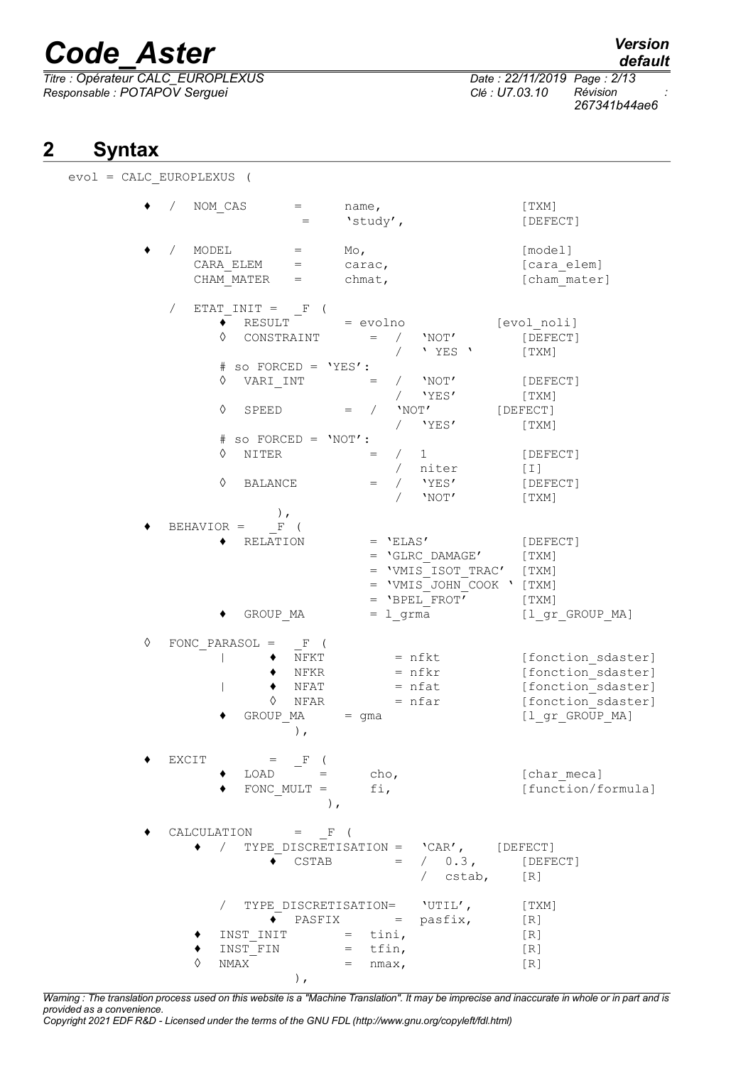## 2 Syntax

```
evol = CALC_EUROPLEXUS (

         ♦  /  NOM_CAS       =       name,                    [TXM]
                             =       'study',                 [DEFECT]

         ♦  /  MODEL         =       Mo,                      [model]
               CARA_ELEM     =       carac,                   [cara_elem]
               CHAM_MATER    =       chmat,                   [cham_mater]

            /  ETAT_INIT =  _F (
                  ♦  RESULT          = evolno             [evol_noli]
                  ◊  CONSTRAINT         =  /   'NOT'         [DEFECT]
                                           /   ' YES '       [TXM]
                  # so FORCED = 'YES':
                  ◊  VARI_INT           =  /   'NOT'         [DEFECT]
                                           /   'YES'         [TXM]
                  ◊  SPEED           =  /   'NOT'         [DEFECT]
                                           /   'YES'         [TXM]
                  # so FORCED = 'NOT':
                  ◊  NITER              =  /   1             [DEFECT]
                                           /   niter         [I]
                  ◊  BALANCE            =  /   'YES'         [DEFECT]
                                           /   'NOT'         [TXM]
                     ),
         ♦  BEHAVIOR =    _F (
                  ♦  RELATION          = 'ELAS'              [DEFECT]
                                       = 'GLRC_DAMAGE'       [TXM]
                                       = 'VMIS_ISOT_TRAC'    [TXM]
                                       = 'VMIS_JOHN_COOK '   [TXM]
                                       = 'BPEL_FROT'         [TXM]
                  ♦  GROUP_MA          = l_grma              [l_gr_GROUP_MA]

         ◊  FONC_PARASOL =    _F (
                  |     ♦  NFKT          = nfkt              [fonction_sdaster]
                        ♦  NFKR          = nfkr              [fonction_sdaster]
                  |     ♦  NFAT          = nfat              [fonction_sdaster]
                        ◊  NFAR          = nfar              [fonction_sdaster]
                  ♦  GROUP_MA      = gma                     [l_gr_GROUP_MA]
                        ),

         ♦  EXCIT        =   _F (
                  ♦  LOAD      =      cho,                   [char_meca]
                  ♦  FONC_MULT =      fi,                    [function/formula]
                                 ),

         ♦  CALCULATION      =   _F (
               ♦  /  TYPE_DISCRETISATION =   'CAR',    [DEFECT]
                        ♦  CSTAB         =   /  0.3 ,      [DEFECT]
                                             /  cstab,     [R]

                  /  TYPE_DISCRETISATION=    'UTIL',       [TXM]
                        ♦  PASFIX        =   pasfix,       [R]
               ♦  INST_INIT        =   tini,               [R]
               ♦  INST_FIN         =   tfin,               [R]
               ◊  NMAX             =   nmax,               [R]
                        ),
```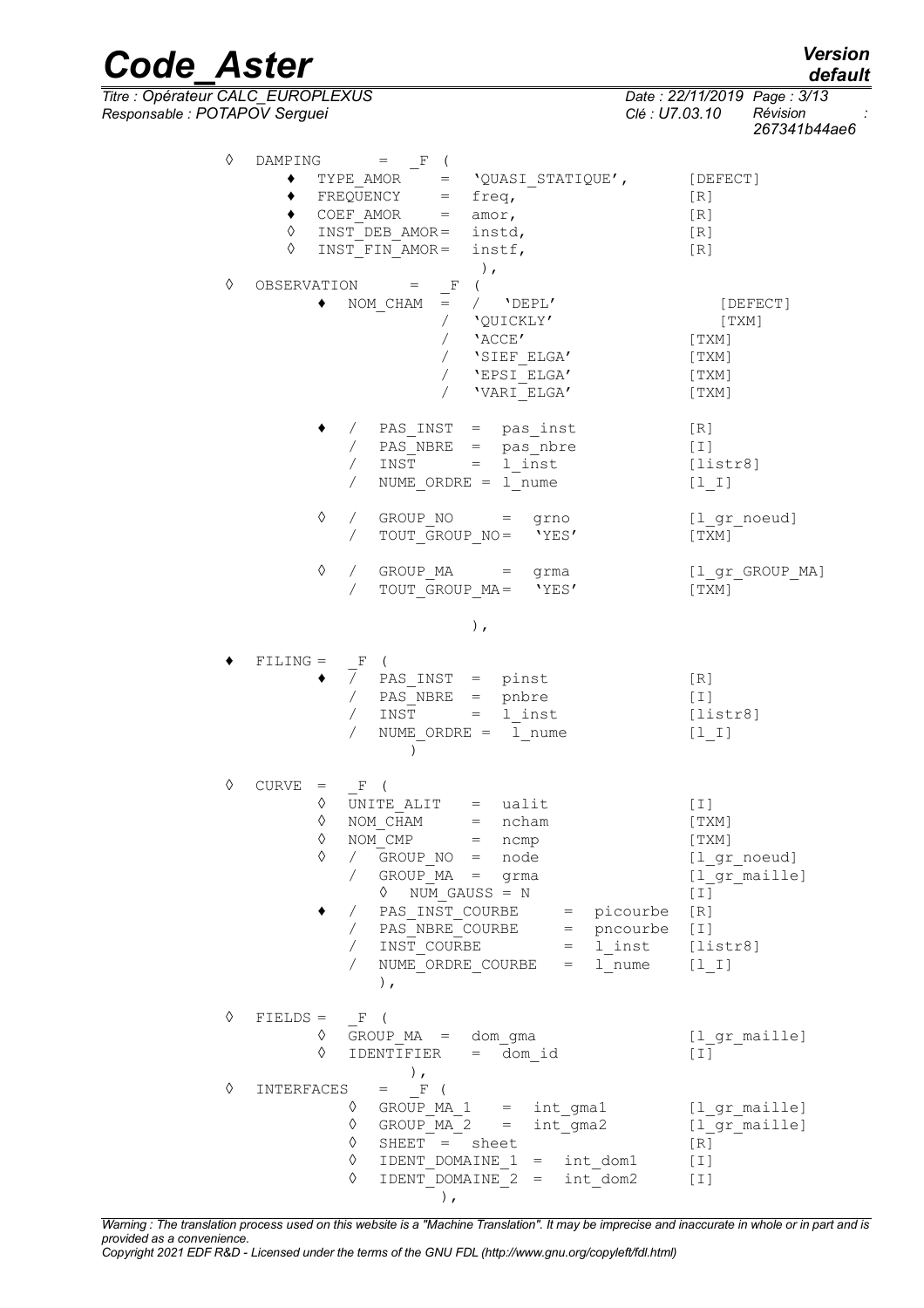```
◊ DAMPING      =   _F (
     ♦  TYPE_AMOR     =   'QUASI_STATIQUE',        [DEFECT]
     ♦  FREQUENCY     =   freq,                    [R]
     ♦  COEF_AMOR     =   amor,                    [R]
     ◊  INST_DEB_AMOR=   instd,                    [R]
     ◊  INST_FIN_AMOR=   instf,                    [R]
                          ),
◊ OBSERVATION      =   _F (
          ♦  NOM_CHAM  =  /  'DEPL'                   [DEFECT]
                          /  'QUICKLY'                [TXM]
                          /  'ACCE'                [TXM]
                          /  'SIEF_ELGA'           [TXM]
                          /  'EPSI_ELGA'           [TXM]
                          /  'VARI_ELGA'           [TXM]

          ♦  /  PAS_INST  =  pas_inst              [R]
             /  PAS_NBRE  =  pas_nbre              [I]
             /  INST      =  l_inst                [listr8]
             /  NUME_ORDRE = l_nume                [l_I]

          ◊  /  GROUP_NO      =  grno              [l_gr_noeud]
             /  TOUT_GROUP_NO=   'YES'             [TXM]

          ◊  /  GROUP_MA      =  grma              [l_gr_GROUP_MA]
             /  TOUT_GROUP_MA=   'YES'             [TXM]

                          ),

♦ FILING =   _F (
          ♦  /  PAS_INST  =  pinst                 [R]
             /  PAS_NBRE  =  pnbre                 [I]
             /  INST      =  l_inst                [listr8]
             /  NUME_ORDRE =  l_nume               [l_I]
                )

◊ CURVE  =   _F (
          ◊  UNITE_ALIT    =  ualit                [I]
          ◊  NOM_CHAM      =  ncham                [TXM]
          ◊  NOM_CMP       =  ncmp                 [TXM]
          ◊  /  GROUP_NO  =  node                  [l_gr_noeud]
             /  GROUP_MA  =  grma                  [l_gr_maille]
                ◊  NUM_GAUSS = N                   [I]
          ♦  /  PAS_INST_COURBE      =  picourbe   [R]
             /  PAS_NBRE_COURBE      =  pncourbe   [I]
             /  INST_COURBE          =  l_inst     [listr8]
             /  NUME_ORDRE_COURBE    =  l_nume     [l_I]
                ),

◊ FIELDS =   _F (
          ◊  GROUP_MA  =  dom_gma                  [l_gr_maille]
          ◊  IDENTIFIER    =  dom_id               [I]
                ),
◊ INTERFACES    =   _F (
             ◊  GROUP_MA_1   =  int_gma1           [l_gr_maille]
             ◊  GROUP_MA_2   =  int_gma2           [l_gr_maille]
             ◊  SHEET  =  sheet                    [R]
             ◊  IDENT_DOMAINE_1  =  int_dom1       [I]
             ◊  IDENT_DOMAINE_2  =  int_dom2       [I]
                     ),
```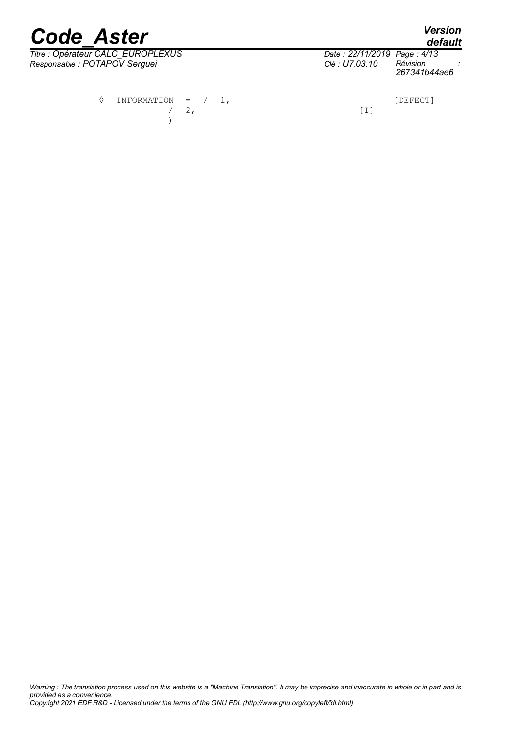```
◊  INFORMATION  =  /  1,                    [DEFECT]
                   /  2,              [I]
                )
```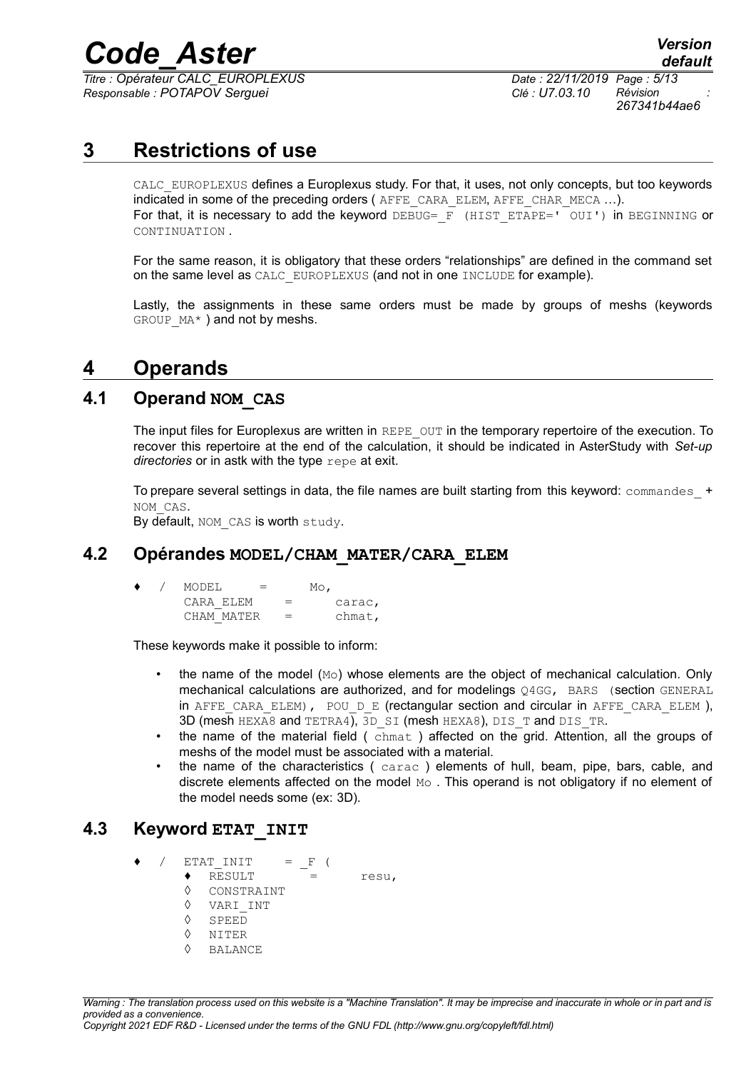# 3 Restrictions of use

CALC_EUROPLEXUS defines a Europlexus study. For that, it uses, not only concepts, but too keywords indicated in some of the preceding orders ( AFFE_CARA_ELEM, AFFE_CHAR_MECA …).
For that, it is necessary to add the keyword DEBUG=_F (HIST_ETAPE=' OUI') in BEGINNING or CONTINUATION .

For the same reason, it is obligatory that these orders "relationships" are defined in the command set on the same level as CALC_EUROPLEXUS (and not in one INCLUDE for example).

Lastly, the assignments in these same orders must be made by groups of meshs (keywords GROUP_MA* ) and not by meshs.

# 4 Operands

## 4.1 Operand NOM_CAS

The input files for Europlexus are written in REPE_OUT in the temporary repertoire of the execution. To recover this repertoire at the end of the calculation, it should be indicated in AsterStudy with *Set-up directories* or in astk with the type repe at exit.

To prepare several settings in data, the file names are built starting from this keyword: commandes_ + NOM_CAS.
By default, NOM_CAS is worth study.

## 4.2 Opérandes MODEL/CHAM_MATER/CARA_ELEM

```
♦  /  MODEL      =     Mo,
      CARA_ELEM   =     carac,
      CHAM_MATER  =     chmat,
```

These keywords make it possible to inform:

- the name of the model (Mo) whose elements are the object of mechanical calculation. Only mechanical calculations are authorized, and for modelings Q4GG, BARS (section GENERAL in AFFE_CARA_ELEM), POU_D_E (rectangular section and circular in AFFE_CARA_ELEM ), 3D (mesh HEXA8 and TETRA4), 3D_SI (mesh HEXA8), DIS_T and DIS_TR.
- the name of the material field ( chmat ) affected on the grid. Attention, all the groups of meshs of the model must be associated with a material.
- the name of the characteristics ( carac ) elements of hull, beam, pipe, bars, cable, and discrete elements affected on the model Mo . This operand is not obligatory if no element of the model needs some (ex: 3D).

## 4.3 Keyword ETAT_INIT

```
♦  /  ETAT_INIT    = _F (
      ♦  RESULT       =     resu,
      ◊  CONSTRAINT
      ◊  VARI_INT
      ◊  SPEED
      ◊  NITER
      ◊  BALANCE
```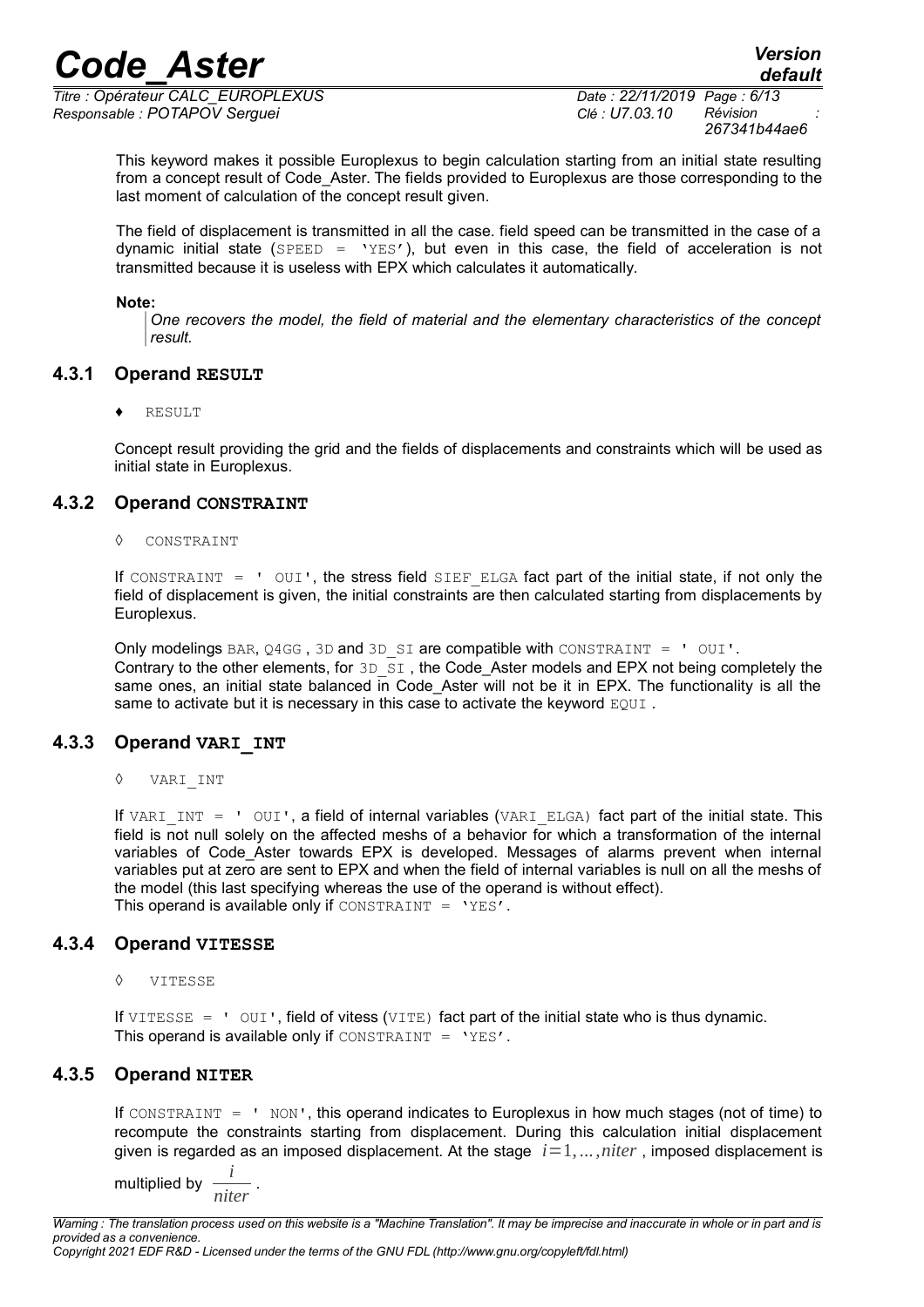This keyword makes it possible Europlexus to begin calculation starting from an initial state resulting from a concept result of Code_Aster. The fields provided to Europlexus are those corresponding to the last moment of calculation of the concept result given.

The field of displacement is transmitted in all the case. field speed can be transmitted in the case of a dynamic initial state (SPEED = 'YES'), but even in this case, the field of acceleration is not transmitted because it is useless with EPX which calculates it automatically.

**Note:**

> *One recovers the model, the field of material and the elementary characteristics of the concept result.*

### 4.3.1 Operand RESULT

♦ RESULT

Concept result providing the grid and the fields of displacements and constraints which will be used as initial state in Europlexus.

### 4.3.2 Operand CONSTRAINT

◊ CONSTRAINT

If CONSTRAINT = ' OUI', the stress field SIEF_ELGA fact part of the initial state, if not only the field of displacement is given, the initial constraints are then calculated starting from displacements by Europlexus.

Only modelings BAR, Q4GG , 3D and 3D_SI are compatible with CONSTRAINT = ' OUI'.
Contrary to the other elements, for 3D_SI , the Code_Aster models and EPX not being completely the same ones, an initial state balanced in Code_Aster will not be it in EPX. The functionality is all the same to activate but it is necessary in this case to activate the keyword EQUI .

### 4.3.3 Operand VARI_INT

◊ VARI_INT

If VARI_INT = ' OUI', a field of internal variables (VARI_ELGA) fact part of the initial state. This field is not null solely on the affected meshs of a behavior for which a transformation of the internal variables of Code_Aster towards EPX is developed. Messages of alarms prevent when internal variables put at zero are sent to EPX and when the field of internal variables is null on all the meshs of the model (this last specifying whereas the use of the operand is without effect).
This operand is available only if CONSTRAINT = 'YES'.

### 4.3.4 Operand VITESSE

◊ VITESSE

If VITESSE = ' OUI', field of vitess (VITE) fact part of the initial state who is thus dynamic.
This operand is available only if CONSTRAINT = 'YES'.

### 4.3.5 Operand NITER

If CONSTRAINT = ' NON', this operand indicates to Europlexus in how much stages (not of time) to recompute the constraints starting from displacement. During this calculation initial displacement given is regarded as an imposed displacement. At the stage $i=1,\ldots,niter$ , imposed displacement is multiplied by $\frac{i}{niter}$ .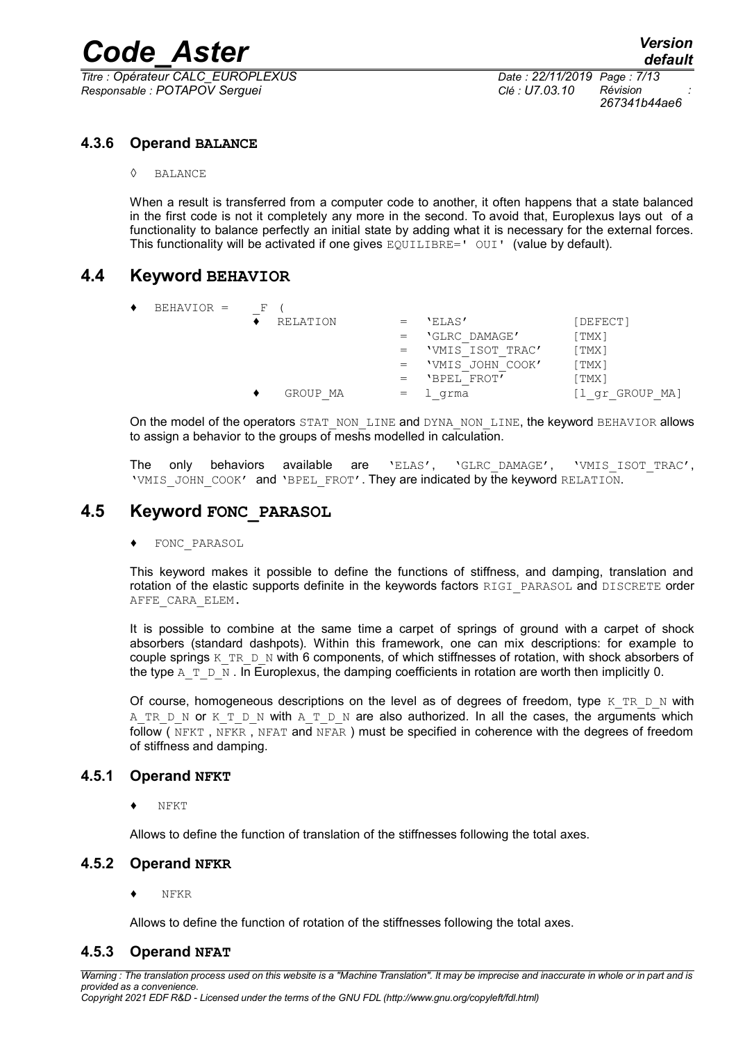### 4.3.6 Operand **BALANCE**

◊ BALANCE

When a result is transferred from a computer code to another, it often happens that a state balanced in the first code is not it completely any more in the second. To avoid that, Europlexus lays out of a functionality to balance perfectly an initial state by adding what it is necessary for the external forces. This functionality will be activated if one gives `EQUILIBRE=' OUI'` (value by default).

## 4.4 Keyword **BEHAVIOR**

```
♦  BEHAVIOR =   _F (
                ♦  RELATION        =  'ELAS'              [DEFECT]
                                   =  'GLRC_DAMAGE'       [TMX]
                                   =  'VMIS_ISOT_TRAC'    [TMX]
                                   =  'VMIS_JOHN_COOK'    [TMX]
                                   =  'BPEL_FROT'         [TMX]
                ♦   GROUP_MA       =  l_grma              [l_gr_GROUP_MA]
```

On the model of the operators `STAT_NON_LINE` and `DYNA_NON_LINE`, the keyword `BEHAVIOR` allows to assign a behavior to the groups of meshs modelled in calculation.

The only behaviors available are 'ELAS', 'GLRC_DAMAGE', 'VMIS_ISOT_TRAC', 'VMIS_JOHN_COOK' and 'BPEL_FROT'. They are indicated by the keyword `RELATION`.

## 4.5 Keyword **FONC_PARASOL**

♦ FONC_PARASOL

This keyword makes it possible to define the functions of stiffness, and damping, translation and rotation of the elastic supports definite in the keywords factors `RIGI_PARASOL` and `DISCRETE` order `AFFE_CARA_ELEM.`

It is possible to combine at the same time a carpet of springs of ground with a carpet of shock absorbers (standard dashpots). Within this framework, one can mix descriptions: for example to couple springs `K_TR_D_N` with 6 components, of which stiffnesses of rotation, with shock absorbers of the type `A_T_D_N` . In Europlexus, the damping coefficients in rotation are worth then implicitly 0.

Of course, homogeneous descriptions on the level as of degrees of freedom, type `K_TR_D_N` with `A_TR_D_N` or `K_T_D_N` with `A_T_D_N` are also authorized. In all the cases, the arguments which follow ( `NFKT` , `NFKR` , `NFAT` and `NFAR` ) must be specified in coherence with the degrees of freedom of stiffness and damping.

### 4.5.1 Operand **NFKT**

♦ NFKT

Allows to define the function of translation of the stiffnesses following the total axes.

### 4.5.2 Operand **NFKR**

♦ NFKR

Allows to define the function of rotation of the stiffnesses following the total axes.

### 4.5.3 Operand **NFAT**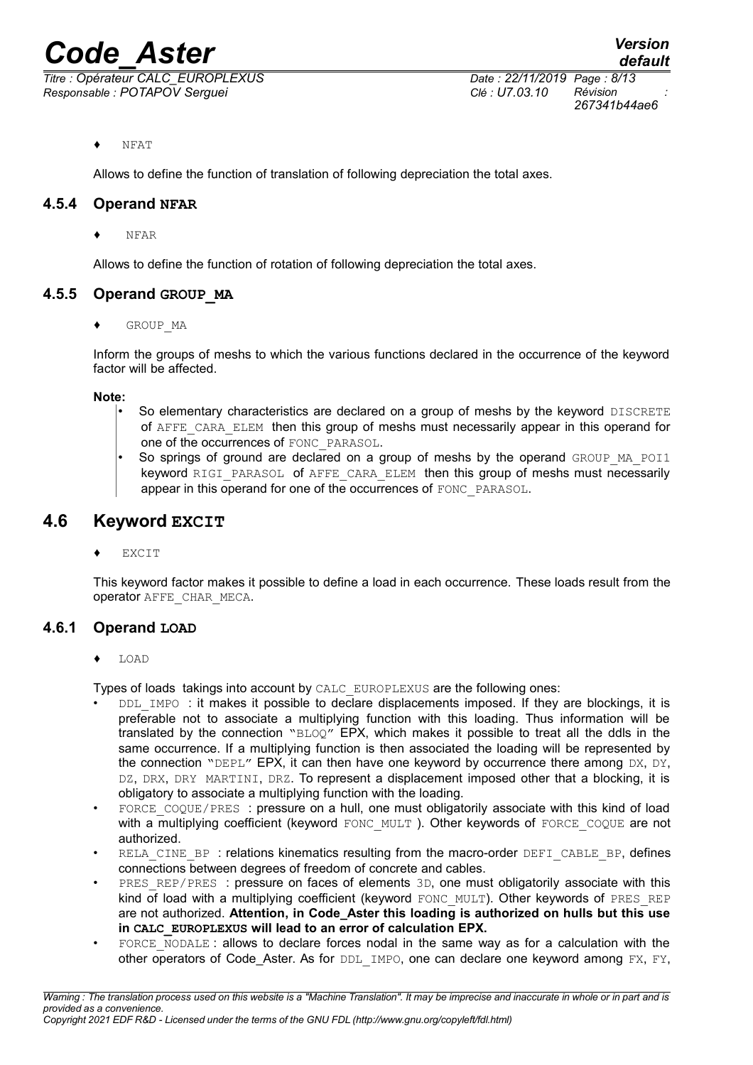♦ NFAT

Allows to define the function of translation of following depreciation the total axes.

### 4.5.4 Operand NFAR

♦ NFAR

Allows to define the function of rotation of following depreciation the total axes.

### 4.5.5 Operand GROUP_MA

♦ GROUP_MA

Inform the groups of meshs to which the various functions declared in the occurrence of the keyword factor will be affected.

**Note:**

- So elementary characteristics are declared on a group of meshs by the keyword DISCRETE of AFFE_CARA_ELEM then this group of meshs must necessarily appear in this operand for one of the occurrences of FONC_PARASOL.
- So springs of ground are declared on a group of meshs by the operand GROUP_MA_POI1 keyword RIGI_PARASOL of AFFE_CARA_ELEM then this group of meshs must necessarily appear in this operand for one of the occurrences of FONC_PARASOL.

## 4.6 Keyword EXCIT

♦ EXCIT

This keyword factor makes it possible to define a load in each occurrence. These loads result from the operator AFFE_CHAR_MECA.

### 4.6.1 Operand LOAD

♦ LOAD

Types of loads takings into account by CALC_EUROPLEXUS are the following ones:

- DDL_IMPO : it makes it possible to declare displacements imposed. If they are blockings, it is preferable not to associate a multiplying function with this loading. Thus information will be translated by the connection "BLOQ" EPX, which makes it possible to treat all the ddls in the same occurrence. If a multiplying function is then associated the loading will be represented by the connection "DEPL" EPX, it can then have one keyword by occurrence there among DX, DY, DZ, DRX, DRY MARTINI, DRZ. To represent a displacement imposed other that a blocking, it is obligatory to associate a multiplying function with the loading.
- FORCE_COQUE/PRES : pressure on a hull, one must obligatorily associate with this kind of load with a multiplying coefficient (keyword FONC_MULT ). Other keywords of FORCE_COQUE are not authorized.
- RELA_CINE_BP : relations kinematics resulting from the macro-order DEFI_CABLE_BP, defines connections between degrees of freedom of concrete and cables.
- PRES_REP/PRES : pressure on faces of elements 3D, one must obligatorily associate with this kind of load with a multiplying coefficient (keyword FONC_MULT). Other keywords of PRES_REP are not authorized. **Attention, in Code_Aster this loading is authorized on hulls but this use in CALC_EUROPLEXUS will lead to an error of calculation EPX.**
- FORCE_NODALE : allows to declare forces nodal in the same way as for a calculation with the other operators of Code_Aster. As for DDL_IMPO, one can declare one keyword among FX, FY,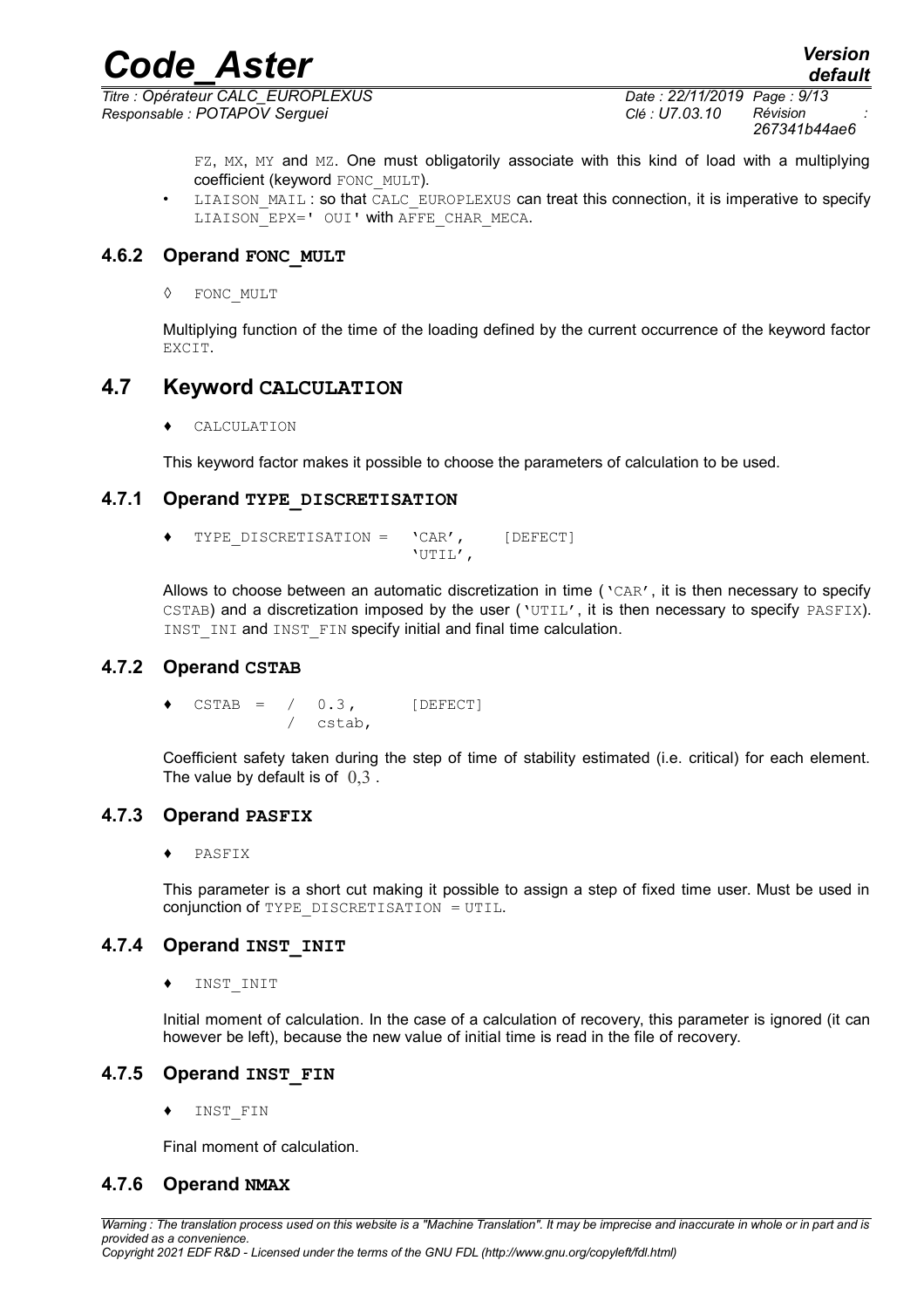FZ, MX, MY and MZ. One must obligatorily associate with this kind of load with a multiplying coefficient (keyword FONC_MULT).

- LIAISON_MAIL : so that CALC_EUROPLEXUS can treat this connection, it is imperative to specify LIAISON_EPX=' OUI' with AFFE_CHAR_MECA.

### 4.6.2 Operand FONC_MULT

◊ FONC_MULT

Multiplying function of the time of the loading defined by the current occurrence of the keyword factor EXCIT.

## 4.7 Keyword CALCULATION

♦ CALCULATION

This keyword factor makes it possible to choose the parameters of calculation to be used.

### 4.7.1 Operand TYPE_DISCRETISATION

```
♦ TYPE_DISCRETISATION =   'CAR',     [DEFECT]
                          'UTIL',
```

Allows to choose between an automatic discretization in time ('CAR', it is then necessary to specify CSTAB) and a discretization imposed by the user ('UTIL', it is then necessary to specify PASFIX). INST_INI and INST_FIN specify initial and final time calculation.

### 4.7.2 Operand CSTAB

```
♦ CSTAB  =  /  0.3,      [DEFECT]
            /  cstab,
```

Coefficient safety taken during the step of time of stability estimated (i.e. critical) for each element. The value by default is of $0,3$ .

### 4.7.3 Operand PASFIX

♦ PASFIX

This parameter is a short cut making it possible to assign a step of fixed time user. Must be used in conjunction of TYPE_DISCRETISATION = UTIL.

### 4.7.4 Operand INST_INIT

♦ INST_INIT

Initial moment of calculation. In the case of a calculation of recovery, this parameter is ignored (it can however be left), because the new value of initial time is read in the file of recovery.

### 4.7.5 Operand INST_FIN

♦ INST_FIN

Final moment of calculation.

### 4.7.6 Operand NMAX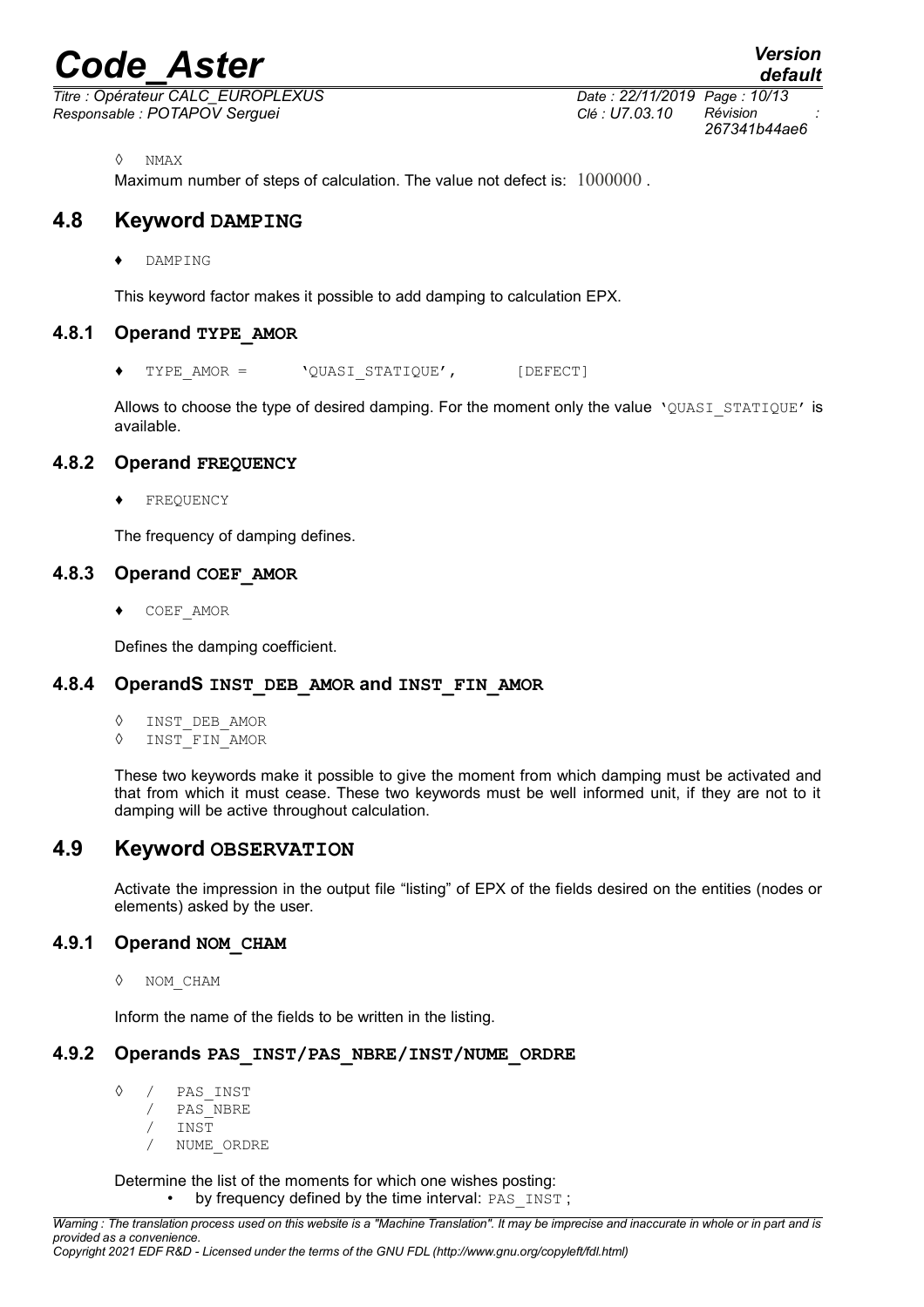◊ NMAX

Maximum number of steps of calculation. The value not defect is: $1000000$ .

## 4.8 Keyword DAMPING

♦ DAMPING

This keyword factor makes it possible to add damping to calculation EPX.

### 4.8.1 Operand TYPE_AMOR

♦ TYPE_AMOR = 'QUASI_STATIQUE', [DEFECT]

Allows to choose the type of desired damping. For the moment only the value 'QUASI_STATIQUE' is available.

### 4.8.2 Operand FREQUENCY

♦ FREQUENCY

The frequency of damping defines.

### 4.8.3 Operand COEF_AMOR

♦ COEF_AMOR

Defines the damping coefficient.

### 4.8.4 OperandS INST_DEB_AMOR and INST_FIN_AMOR

◊ INST_DEB_AMOR
◊ INST_FIN_AMOR

These two keywords make it possible to give the moment from which damping must be activated and that from which it must cease. These two keywords must be well informed unit, if they are not to it damping will be active throughout calculation.

## 4.9 Keyword OBSERVATION

Activate the impression in the output file "listing" of EPX of the fields desired on the entities (nodes or elements) asked by the user.

### 4.9.1 Operand NOM_CHAM

◊ NOM_CHAM

Inform the name of the fields to be written in the listing.

### 4.9.2 Operands PAS_INST/PAS_NBRE/INST/NUME_ORDRE

◊ / PAS_INST
  / PAS_NBRE
  / INST
  / NUME_ORDRE

Determine the list of the moments for which one wishes posting:

- by frequency defined by the time interval: PAS_INST ;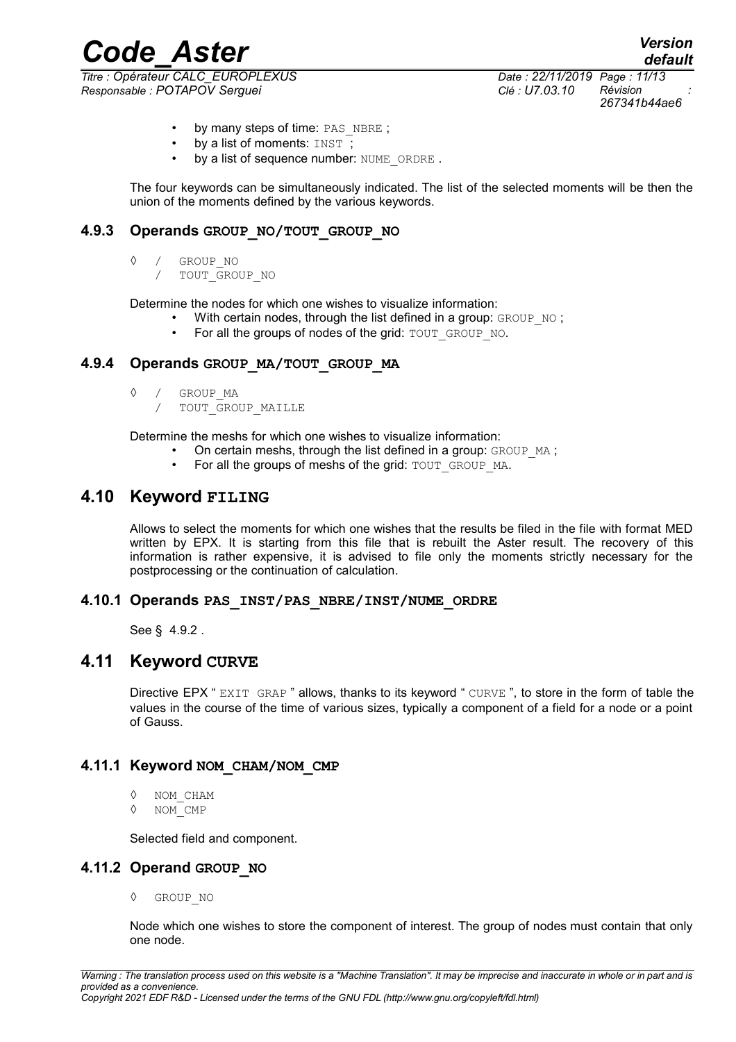- by many steps of time: PAS_NBRE ;
- by a list of moments: INST ;
- by a list of sequence number: NUME_ORDRE .

The four keywords can be simultaneously indicated. The list of the selected moments will be then the union of the moments defined by the various keywords.

### 4.9.3 Operands GROUP_NO/TOUT_GROUP_NO

```
◊  /  GROUP_NO
   /  TOUT_GROUP_NO
```

Determine the nodes for which one wishes to visualize information:

- With certain nodes, through the list defined in a group: GROUP_NO ;
- For all the groups of nodes of the grid: TOUT_GROUP_NO.

### 4.9.4 Operands GROUP_MA/TOUT_GROUP_MA

```
◊  /  GROUP_MA
   /  TOUT_GROUP_MAILLE
```

Determine the meshs for which one wishes to visualize information:

- On certain meshs, through the list defined in a group: GROUP_MA ;
- For all the groups of meshs of the grid: TOUT_GROUP_MA.

## 4.10 Keyword FILING

Allows to select the moments for which one wishes that the results be filed in the file with format MED written by EPX. It is starting from this file that is rebuilt the Aster result. The recovery of this information is rather expensive, it is advised to file only the moments strictly necessary for the postprocessing or the continuation of calculation.

### 4.10.1 Operands PAS_INST/PAS_NBRE/INST/NUME_ORDRE

See § 4.9.2 .

## 4.11 Keyword CURVE

Directive EPX " EXIT GRAP " allows, thanks to its keyword " CURVE ", to store in the form of table the values in the course of the time of various sizes, typically a component of a field for a node or a point of Gauss.

### 4.11.1 Keyword NOM_CHAM/NOM_CMP

```
◊  NOM_CHAM
◊  NOM_CMP
```

Selected field and component.

### 4.11.2 Operand GROUP_NO

```
◊  GROUP_NO
```

Node which one wishes to store the component of interest. The group of nodes must contain that only one node.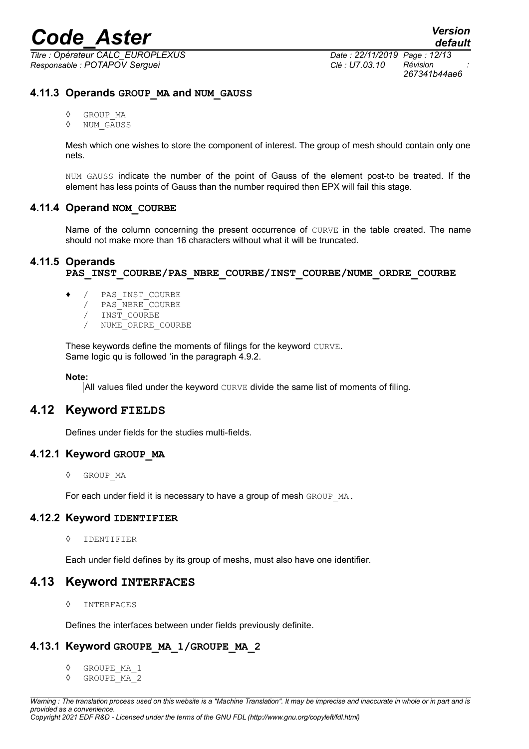### 4.11.3 Operands GROUP_MA and NUM_GAUSS

◊ GROUP_MA
◊ NUM_GAUSS

Mesh which one wishes to store the component of interest. The group of mesh should contain only one nets.

NUM_GAUSS indicate the number of the point of Gauss of the element post-to be treated. If the element has less points of Gauss than the number required then EPX will fail this stage.

### 4.11.4 Operand NOM_COURBE

Name of the column concerning the present occurrence of CURVE in the table created. The name should not make more than 16 characters without what it will be truncated.

### 4.11.5 Operands PAS_INST_COURBE/PAS_NBRE_COURBE/INST_COURBE/NUME_ORDRE_COURBE

♦ / PAS_INST_COURBE
  / PAS_NBRE_COURBE
  / INST_COURBE
  / NUME_ORDRE_COURBE

These keywords define the moments of filings for the keyword CURVE.
Same logic qu is followed 'in the paragraph 4.9.2.

**Note:**

All values filed under the keyword CURVE divide the same list of moments of filing.

## 4.12 Keyword FIELDS

Defines under fields for the studies multi-fields.

### 4.12.1 Keyword GROUP_MA

◊ GROUP_MA

For each under field it is necessary to have a group of mesh GROUP_MA.

### 4.12.2 Keyword IDENTIFIER

◊ IDENTIFIER

Each under field defines by its group of meshs, must also have one identifier.

## 4.13 Keyword INTERFACES

◊ INTERFACES

Defines the interfaces between under fields previously definite.

### 4.13.1 Keyword GROUPE_MA_1/GROUPE_MA_2

◊ GROUPE_MA_1
◊ GROUPE_MA_2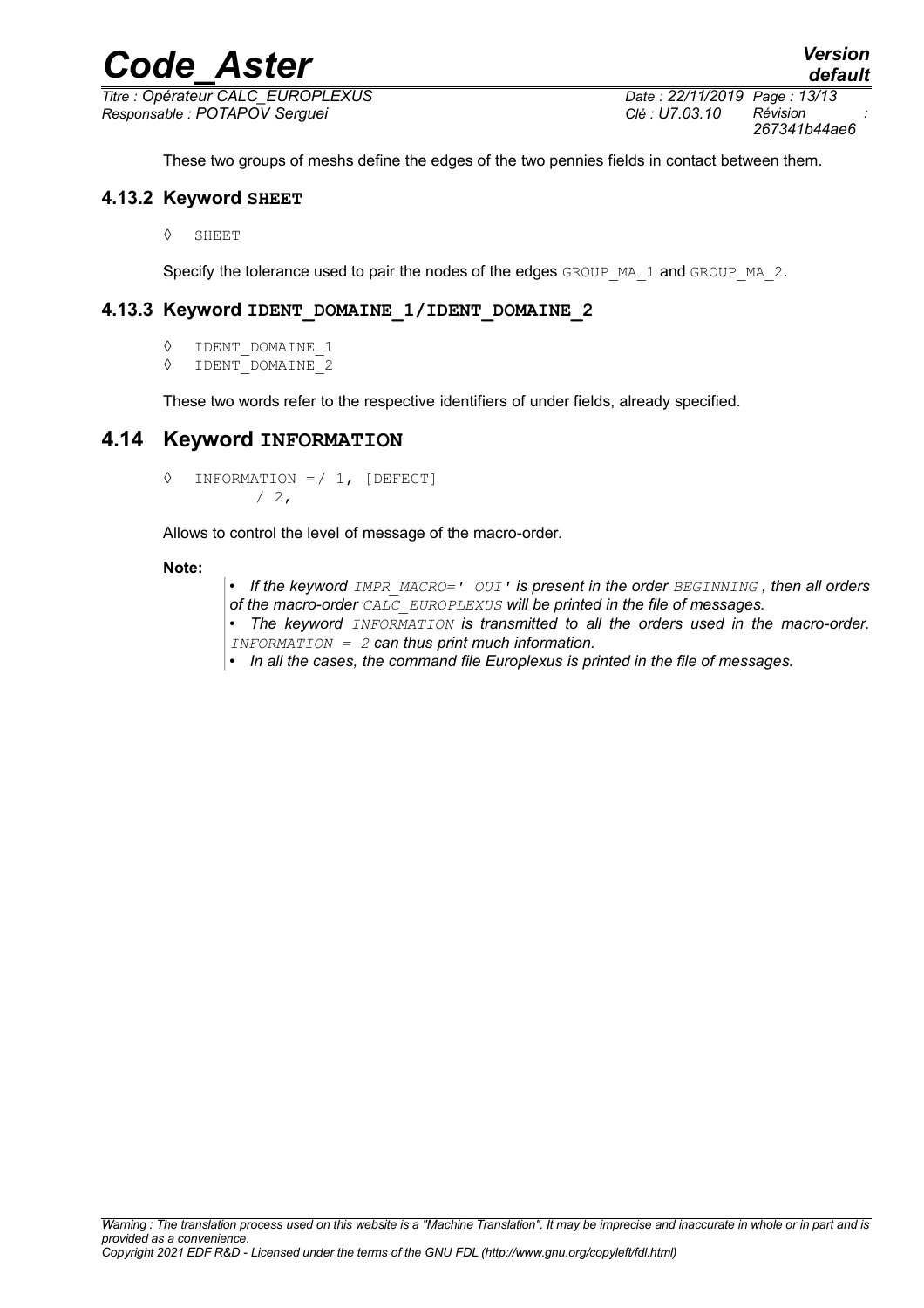These two groups of meshs define the edges of the two pennies fields in contact between them.

### 4.13.2 Keyword SHEET

```
◊ SHEET
```

Specify the tolerance used to pair the nodes of the edges GROUP_MA_1 and GROUP_MA_2.

### 4.13.3 Keyword IDENT_DOMAINE_1/IDENT_DOMAINE_2

```
◊ IDENT_DOMAINE_1
◊ IDENT_DOMAINE_2
```

These two words refer to the respective identifiers of under fields, already specified.

## 4.14 Keyword INFORMATION

```
◊ INFORMATION =/ 1, [DEFECT]
               / 2,
```

Allows to control the level of message of the macro-order.

**Note:**

- *If the keyword IMPR_MACRO=' OUI' is present in the order BEGINNING, then all orders of the macro-order CALC_EUROPLEXUS will be printed in the file of messages.*
- *The keyword INFORMATION is transmitted to all the orders used in the macro-order. INFORMATION = 2 can thus print much information.*
- *In all the cases, the command file Europlexus is printed in the file of messages.*